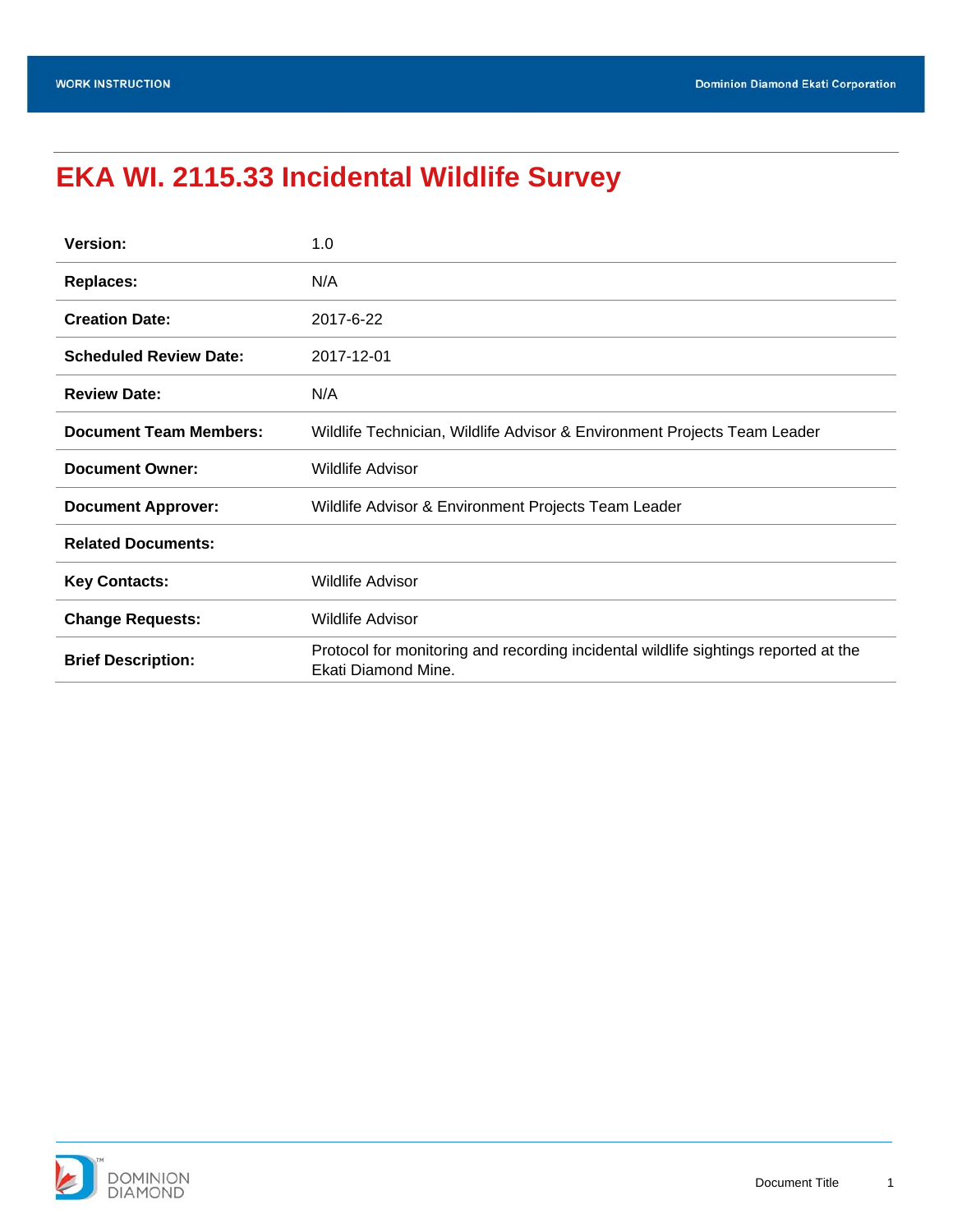# EKA WI. 2115.33 Incidental Wildlife Survey

| | |
|---|---|
| **Version:** | 1.0 |
| **Replaces:** | N/A |
| **Creation Date:** | 2017-6-22 |
| **Scheduled Review Date:** | 2017-12-01 |
| **Review Date:** | N/A |
| **Document Team Members:** | Wildlife Technician, Wildlife Advisor & Environment Projects Team Leader |
| **Document Owner:** | Wildlife Advisor |
| **Document Approver:** | Wildlife Advisor & Environment Projects Team Leader |
| **Related Documents:** | |
| **Key Contacts:** | Wildlife Advisor |
| **Change Requests:** | Wildlife Advisor |
| **Brief Description:** | Protocol for monitoring and recording incidental wildlife sightings reported at the Ekati Diamond Mine. |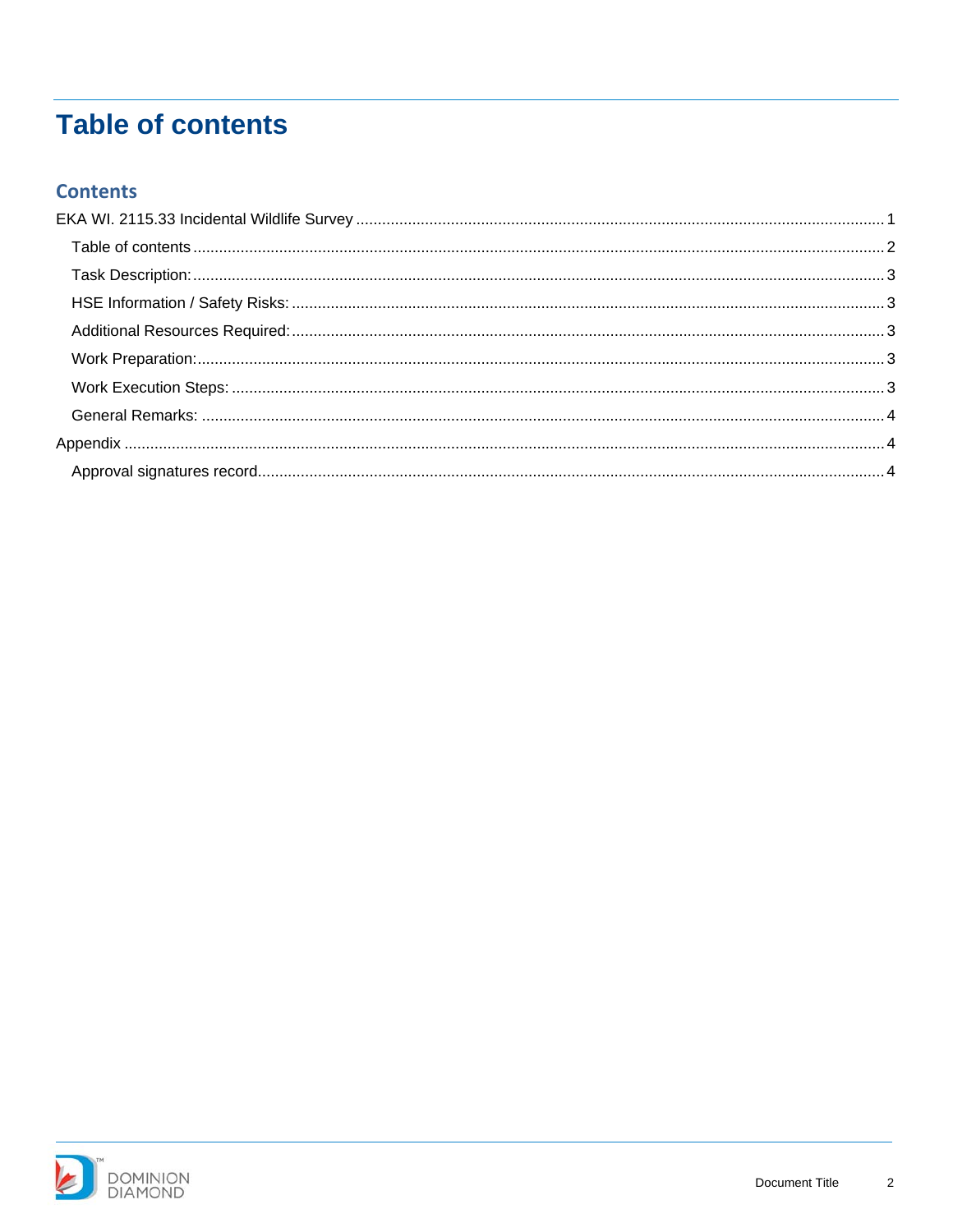# Table of contents

## Contents

EKA WI. 2115.33 Incidental Wildlife Survey ........ 1

- Table of contents ........ 2
- Task Description: ........ 3
- HSE Information / Safety Risks: ........ 3
- Additional Resources Required: ........ 3
- Work Preparation: ........ 3
- Work Execution Steps: ........ 3
- General Remarks: ........ 4

Appendix ........ 4

- Approval signatures record ........ 4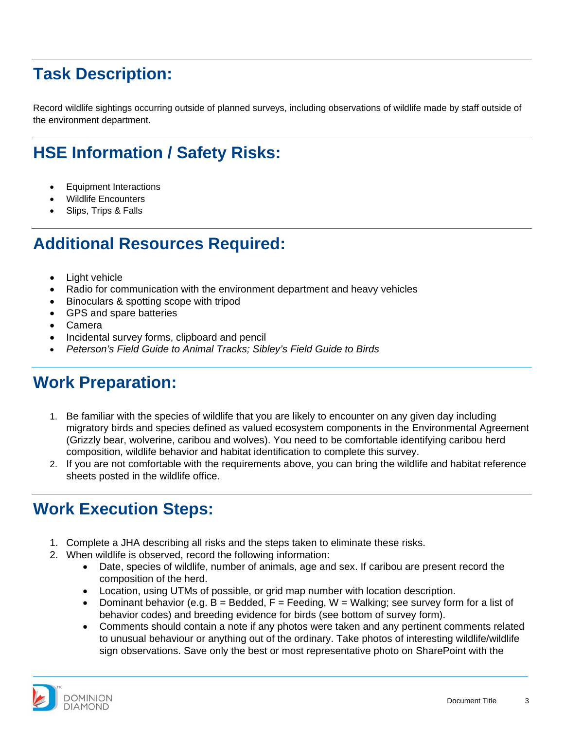## Task Description:

Record wildlife sightings occurring outside of planned surveys, including observations of wildlife made by staff outside of the environment department.

## HSE Information / Safety Risks:

- Equipment Interactions
- Wildlife Encounters
- Slips, Trips & Falls

## Additional Resources Required:

- Light vehicle
- Radio for communication with the environment department and heavy vehicles
- Binoculars & spotting scope with tripod
- GPS and spare batteries
- Camera
- Incidental survey forms, clipboard and pencil
- *Peterson's Field Guide to Animal Tracks; Sibley's Field Guide to Birds*

## Work Preparation:

1. Be familiar with the species of wildlife that you are likely to encounter on any given day including migratory birds and species defined as valued ecosystem components in the Environmental Agreement (Grizzly bear, wolverine, caribou and wolves). You need to be comfortable identifying caribou herd composition, wildlife behavior and habitat identification to complete this survey.
2. If you are not comfortable with the requirements above, you can bring the wildlife and habitat reference sheets posted in the wildlife office.

## Work Execution Steps:

1. Complete a JHA describing all risks and the steps taken to eliminate these risks.
2. When wildlife is observed, record the following information:
   - Date, species of wildlife, number of animals, age and sex. If caribou are present record the composition of the herd.
   - Location, using UTMs of possible, or grid map number with location description.
   - Dominant behavior (e.g. B = Bedded, F = Feeding, W = Walking; see survey form for a list of behavior codes) and breeding evidence for birds (see bottom of survey form).
   - Comments should contain a note if any photos were taken and any pertinent comments related to unusual behaviour or anything out of the ordinary. Take photos of interesting wildlife/wildlife sign observations. Save only the best or most representative photo on SharePoint with the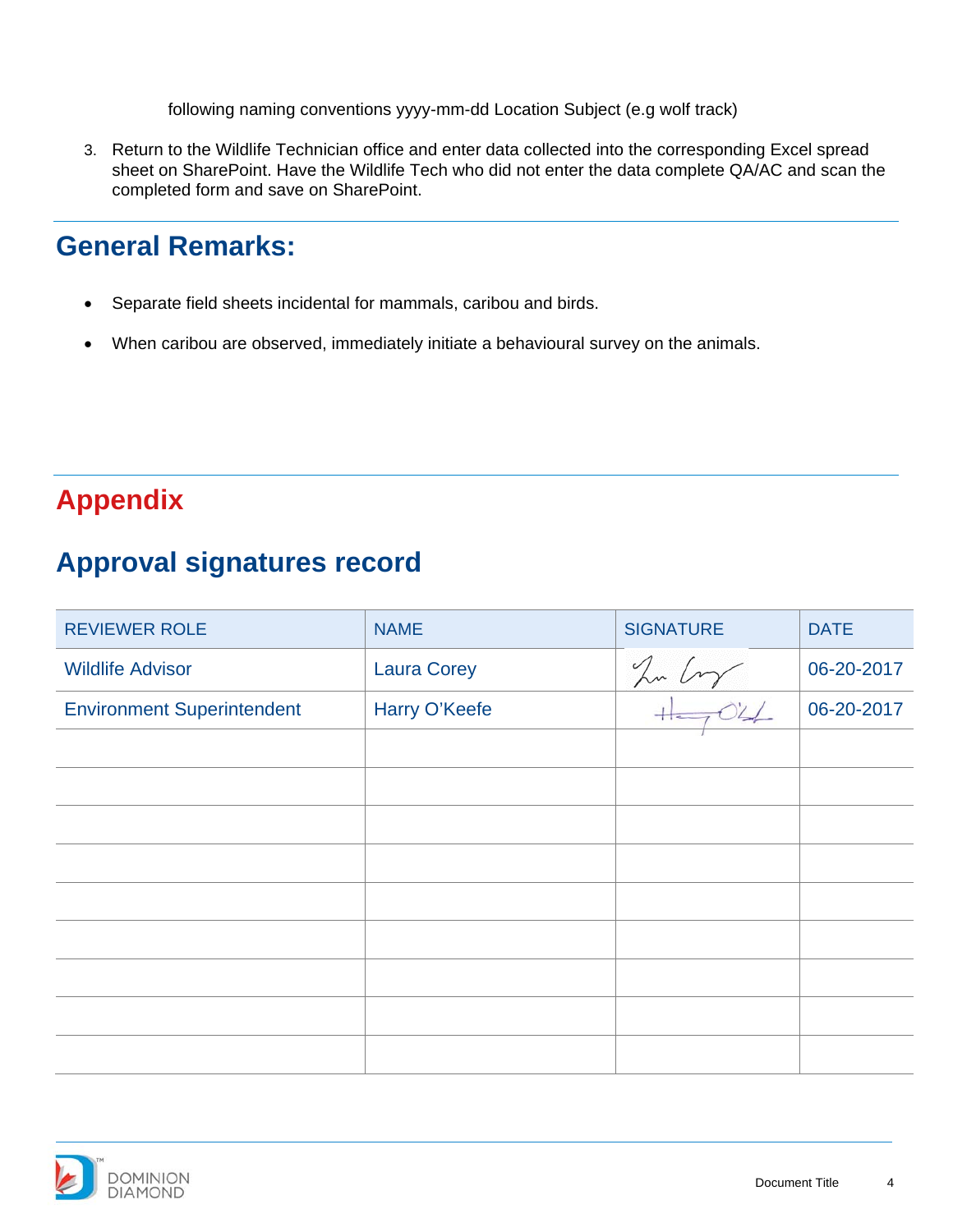following naming conventions yyyy-mm-dd Location Subject (e.g wolf track)

3. Return to the Wildlife Technician office and enter data collected into the corresponding Excel spread sheet on SharePoint. Have the Wildlife Tech who did not enter the data complete QA/AC and scan the completed form and save on SharePoint.

## General Remarks:

- Separate field sheets incidental for mammals, caribou and birds.
- When caribou are observed, immediately initiate a behavioural survey on the animals.

# Appendix

## Approval signatures record

| REVIEWER ROLE | NAME | SIGNATURE | DATE |
|---|---|---|---|
| Wildlife Advisor | Laura Corey | | 06-20-2017 |
| Environment Superintendent | Harry O'Keefe | | 06-20-2017 |
| | | | |
| | | | |
| | | | |
| | | | |
| | | | |
| | | | |
| | | | |
| | | | |
| | | | |